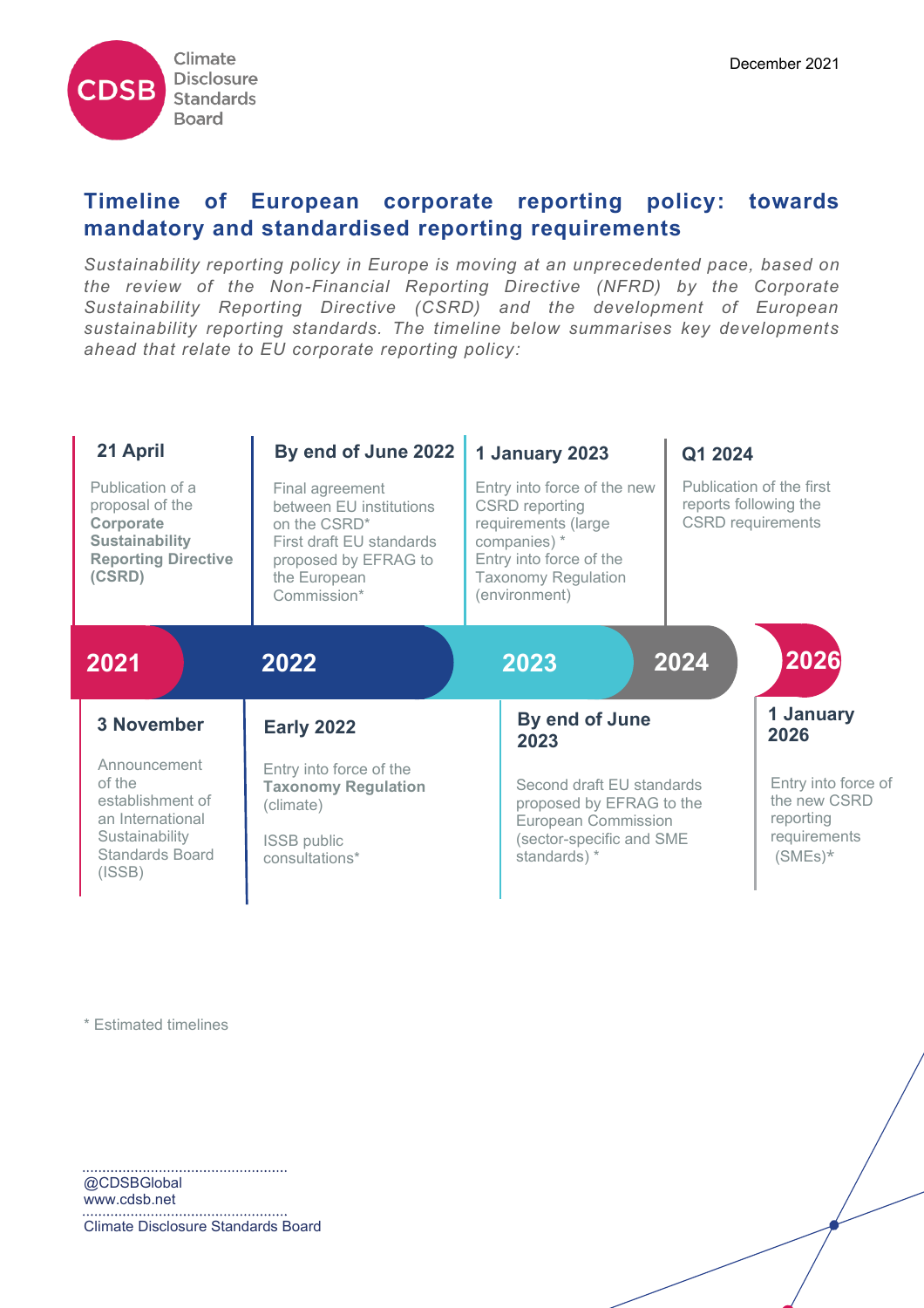December 2021

# Timeline of European corporate reporting policy: towards mandatory and standardised reporting requirements

*Sustainability reporting policy in Europe is moving at an unprecedented pace, based on the review of the Non-Financial Reporting Directive (NFRD) by the Corporate Sustainability Reporting Directive (CSRD) and the development of European sustainability reporting standards. The timeline below summarises key developments ahead that relate to EU corporate reporting policy:*

## 2021

**21 April**

Publication of a proposal of the **Corporate Sustainability Reporting Directive (CSRD)**

**3 November**

Announcement of the establishment of an International Sustainability Standards Board (ISSB)

## 2022

**Early 2022**

Entry into force of the **Taxonomy Regulation** (climate)

ISSB public consultations*

**By end of June 2022**

Final agreement between EU institutions on the CSRD*

First draft EU standards proposed by EFRAG to the European Commission*

## 2023

**1 January 2023**

Entry into force of the new CSRD reporting requirements (large companies) *

Entry into force of the Taxonomy Regulation (environment)

**By end of June 2023**

Second draft EU standards proposed by EFRAG to the European Commission (sector-specific and SME standards) *

## 2024

**Q1 2024**

Publication of the first reports following the CSRD requirements

## 2026

**1 January 2026**

Entry into force of the new CSRD reporting requirements (SMEs)*

\* Estimated timelines

@CDSBGlobal
www.cdsb.net

Climate Disclosure Standards Board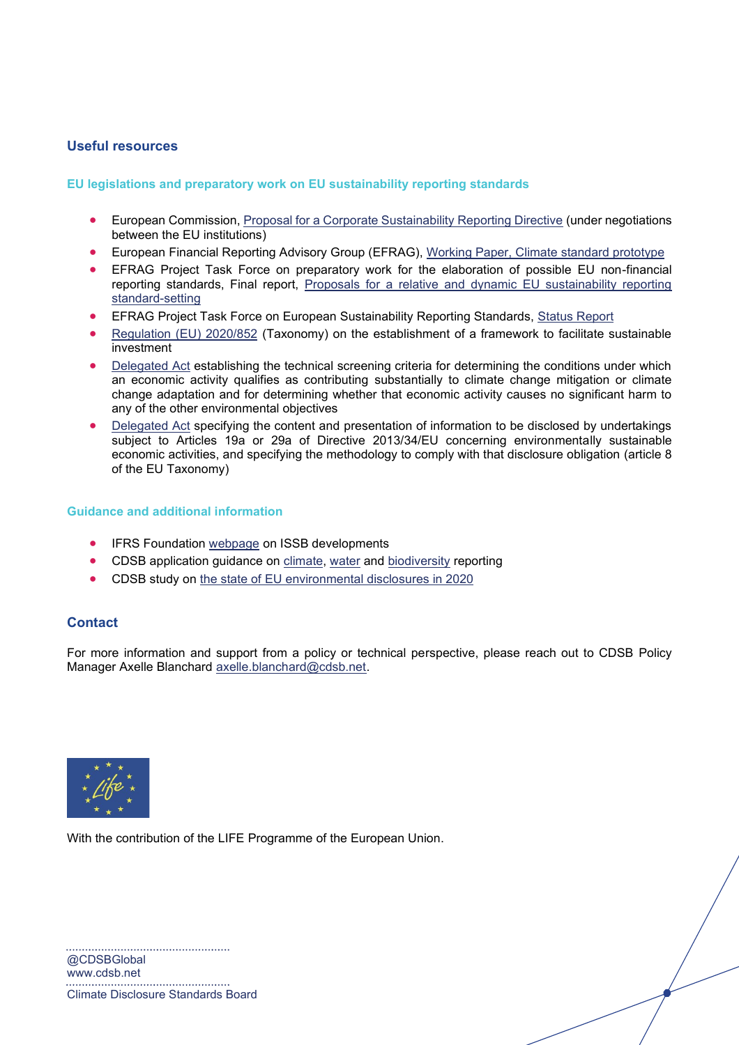## Useful resources

### EU legislations and preparatory work on EU sustainability reporting standards

- European Commission, Proposal for a Corporate Sustainability Reporting Directive (under negotiations between the EU institutions)
- European Financial Reporting Advisory Group (EFRAG), Working Paper, Climate standard prototype
- EFRAG Project Task Force on preparatory work for the elaboration of possible EU non-financial reporting standards, Final report, Proposals for a relative and dynamic EU sustainability reporting standard-setting
- EFRAG Project Task Force on European Sustainability Reporting Standards, Status Report
- Regulation (EU) 2020/852 (Taxonomy) on the establishment of a framework to facilitate sustainable investment
- Delegated Act establishing the technical screening criteria for determining the conditions under which an economic activity qualifies as contributing substantially to climate change mitigation or climate change adaptation and for determining whether that economic activity causes no significant harm to any of the other environmental objectives
- Delegated Act specifying the content and presentation of information to be disclosed by undertakings subject to Articles 19a or 29a of Directive 2013/34/EU concerning environmentally sustainable economic activities, and specifying the methodology to comply with that disclosure obligation (article 8 of the EU Taxonomy)

### Guidance and additional information

- IFRS Foundation webpage on ISSB developments
- CDSB application guidance on climate, water and biodiversity reporting
- CDSB study on the state of EU environmental disclosures in 2020

## Contact

For more information and support from a policy or technical perspective, please reach out to CDSB Policy Manager Axelle Blanchard axelle.blanchard@cdsb.net.

With the contribution of the LIFE Programme of the European Union.

@CDSBGlobal
www.cdsb.net
Climate Disclosure Standards Board